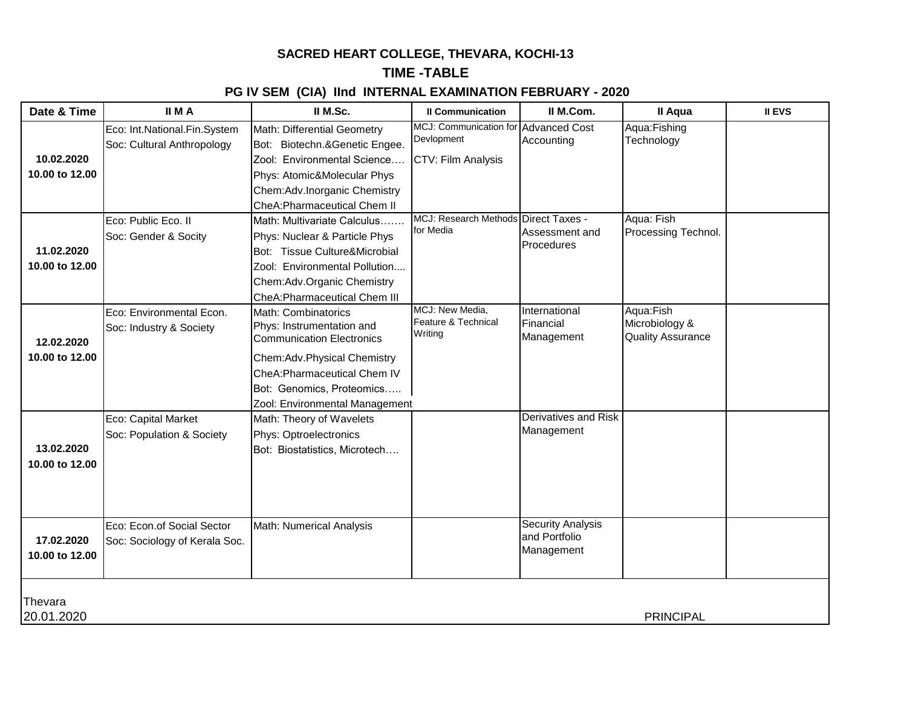**SACRED HEART COLLEGE, THEVARA, KOCHI-13**

**TIME -TABLE**

**PG IV SEM (CIA) IInd INTERNAL EXAMINATION FEBRUARY - 2020**

| Date & Time | II M A | II M.Sc. | II Communication | II M.Com. | II Aqua | II EVS |
|---|---|---|---|---|---|---|
| **10.02.2020 10.00 to 12.00** | Eco: Int.National.Fin.System<br>Soc: Cultural Anthropology | Math: Differential Geometry<br>Bot: Biotechn.&Genetic Engee.<br>Zool: Environmental Science….<br>Phys: Atomic&Molecular Phys<br>Chem:Adv.Inorganic Chemistry<br>CheA:Pharmaceutical Chem II | MCJ: Communication for Devlopment<br>CTV: Film Analysis | Advanced Cost Accounting | Aqua:Fishing Technology | |
| **11.02.2020 10.00 to 12.00** | Eco: Public Eco. II<br>Soc: Gender & Socity | Math: Multivariate Calculus…….<br>Phys: Nuclear & Particle Phys<br>Bot: Tissue Culture&Microbial<br>Zool: Environmental Pollution....<br>Chem:Adv.Organic Chemistry<br>CheA:Pharmaceutical Chem III | MCJ: Research Methods for Media | Direct Taxes - Assessment and Procedures | Aqua: Fish Processing Technol. | |
| **12.02.2020 10.00 to 12.00** | Eco: Environmental Econ.<br>Soc: Industry & Society | Math: Combinatorics<br>Phys: Instrumentation and Communication Electronics<br>Chem:Adv.Physical Chemistry<br>CheA:Pharmaceutical Chem IV<br>Bot: Genomics, Proteomics…..<br>Zool: Environmental Management | MCJ: New Media, Feature & Technical Writing | International Financial Management | Aqua:Fish Microbiology & Quality Assurance | |
| **13.02.2020 10.00 to 12.00** | Eco: Capital Market<br>Soc: Population & Society | Math: Theory of Wavelets<br>Phys: Optroelectronics<br>Bot: Biostatistics, Microtech…. | | Derivatives and Risk Management | | |
| **17.02.2020 10.00 to 12.00** | Eco: Econ.of Social Sector<br>Soc: Sociology of Kerala Soc. | Math: Numerical Analysis | | Security Analysis and Portfolio Management | | |

Thevara
20.01.2020

PRINCIPAL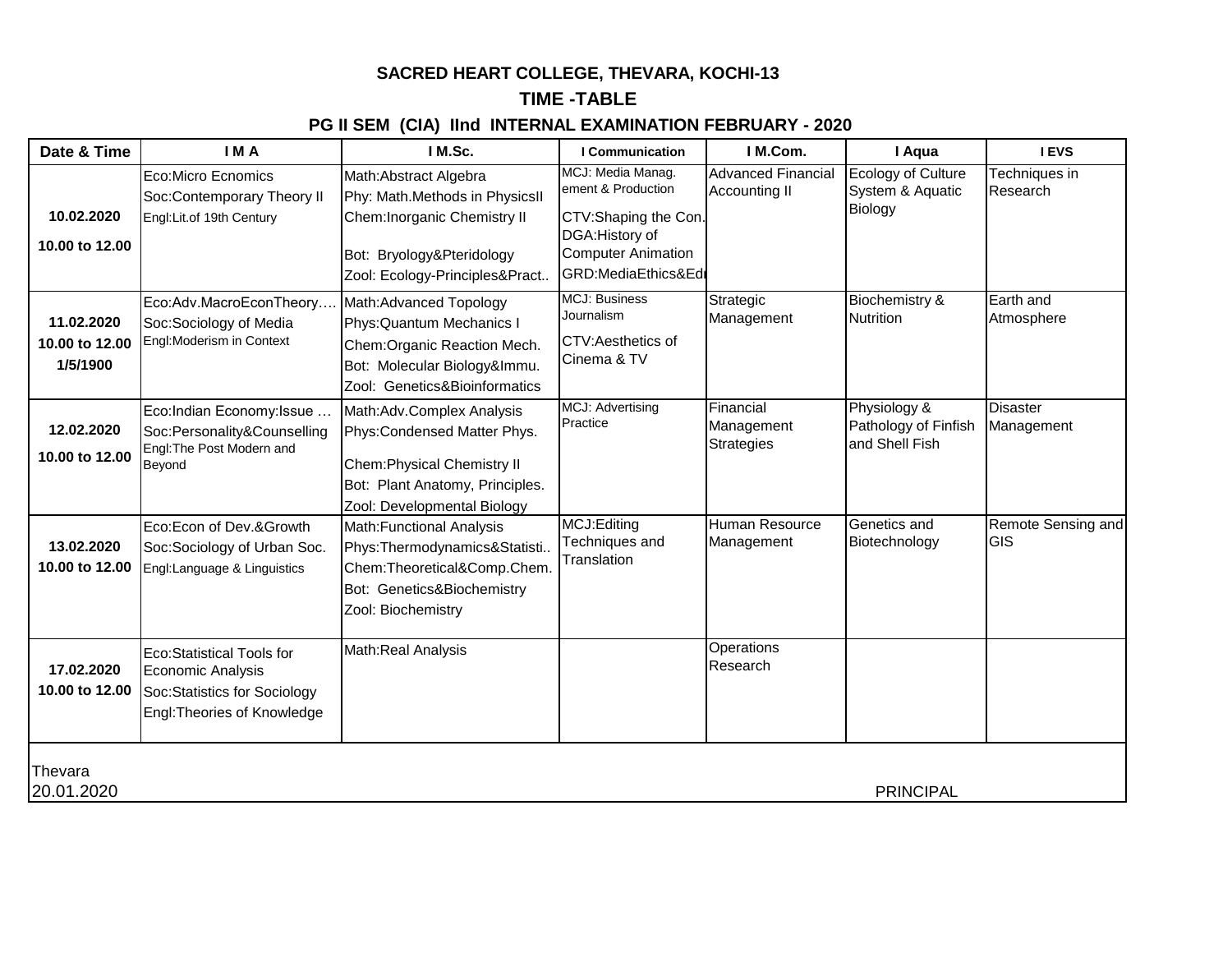**SACRED HEART COLLEGE, THEVARA, KOCHI-13**

**TIME -TABLE**

**PG II SEM (CIA) IInd INTERNAL EXAMINATION FEBRUARY - 2020**

| Date & Time | I M A | I M.Sc. | I Communication | I M.Com. | I Aqua | I EVS |
|---|---|---|---|---|---|---|
| 10.02.2020 10.00 to 12.00 | Eco:Micro Ecnomics Soc:Contemporary Theory II Engl:Lit.of 19th Century | Math:Abstract Algebra Phy: Math.Methods in PhysicsII Chem:Inorganic Chemistry II Bot: Bryology&Pteridology Zool: Ecology-Principles&Pract.. | MCJ: Media Manag. ement & Production CTV:Shaping the Con. DGA:History of Computer Animation GRD:MediaEthics&Ed | Advanced Financial Accounting II | Ecology of Culture System & Aquatic Biology | Techniques in Research |
| 11.02.2020 10.00 to 12.00 1/5/1900 | Eco:Adv.MacroEconTheory…. Soc:Sociology of Media Engl:Moderism in Context | Math:Advanced Topology Phys:Quantum Mechanics I Chem:Organic Reaction Mech. Bot: Molecular Biology&Immu. Zool: Genetics&Bioinformatics | MCJ: Business Journalism CTV:Aesthetics of Cinema & TV | Strategic Management | Biochemistry & Nutrition | Earth and Atmosphere |
| 12.02.2020 10.00 to 12.00 | Eco:Indian Economy:Issue … Soc:Personality&Counselling Engl:The Post Modern and Beyond | Math:Adv.Complex Analysis Phys:Condensed Matter Phys. Chem:Physical Chemistry II Bot: Plant Anatomy, Principles. Zool: Developmental Biology | MCJ: Advertising Practice | Financial Management Strategies | Physiology & Pathology of Finfish and Shell Fish | Disaster Management |
| 13.02.2020 10.00 to 12.00 | Eco:Econ of Dev.&Growth Soc:Sociology of Urban Soc. Engl:Language & Linguistics | Math:Functional Analysis Phys:Thermodynamics&Statisti.. Chem:Theoretical&Comp.Chem. Bot: Genetics&Biochemistry Zool: Biochemistry | MCJ:Editing Techniques and Translation | Human Resource Management | Genetics and Biotechnology | Remote Sensing and GIS |
| 17.02.2020 10.00 to 12.00 | Eco:Statistical Tools for Economic Analysis Soc:Statistics for Sociology Engl:Theories of Knowledge | Math:Real Analysis | | Operations Research | | |

Thevara
20.01.2020

PRINCIPAL